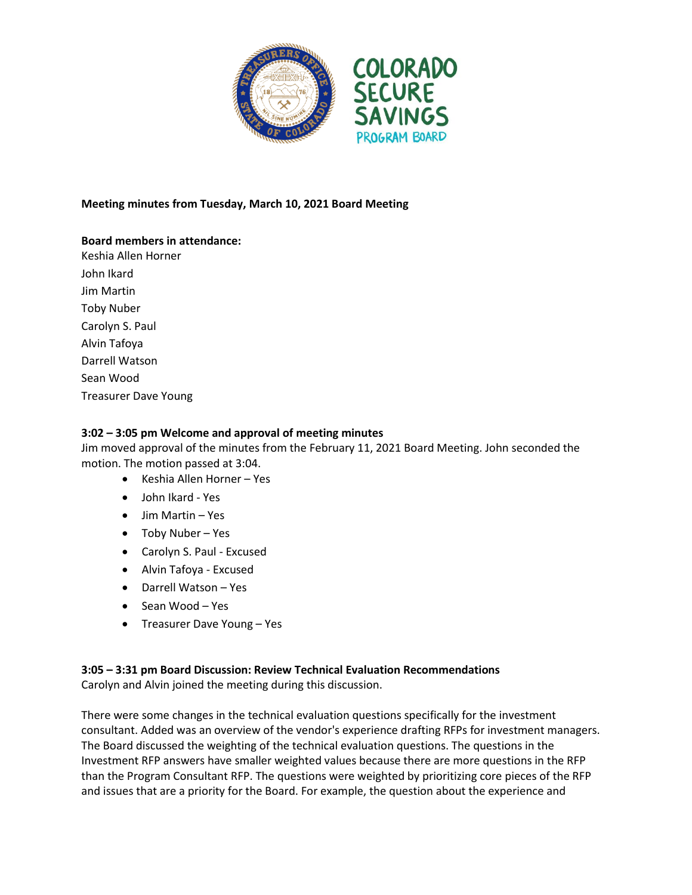COLORADO SECURE SAVINGS PROGRAM BOARD

**Meeting minutes from Tuesday, March 10, 2021 Board Meeting**

**Board members in attendance:**

Keshia Allen Horner
John Ikard
Jim Martin
Toby Nuber
Carolyn S. Paul
Alvin Tafoya
Darrell Watson
Sean Wood
Treasurer Dave Young

**3:02 – 3:05 pm Welcome and approval of meeting minutes**

Jim moved approval of the minutes from the February 11, 2021 Board Meeting. John seconded the motion. The motion passed at 3:04.

- Keshia Allen Horner – Yes
- John Ikard - Yes
- Jim Martin – Yes
- Toby Nuber – Yes
- Carolyn S. Paul - Excused
- Alvin Tafoya - Excused
- Darrell Watson – Yes
- Sean Wood – Yes
- Treasurer Dave Young – Yes

**3:05 – 3:31 pm Board Discussion: Review Technical Evaluation Recommendations**

Carolyn and Alvin joined the meeting during this discussion.

There were some changes in the technical evaluation questions specifically for the investment consultant. Added was an overview of the vendor's experience drafting RFPs for investment managers. The Board discussed the weighting of the technical evaluation questions. The questions in the Investment RFP answers have smaller weighted values because there are more questions in the RFP than the Program Consultant RFP. The questions were weighted by prioritizing core pieces of the RFP and issues that are a priority for the Board. For example, the question about the experience and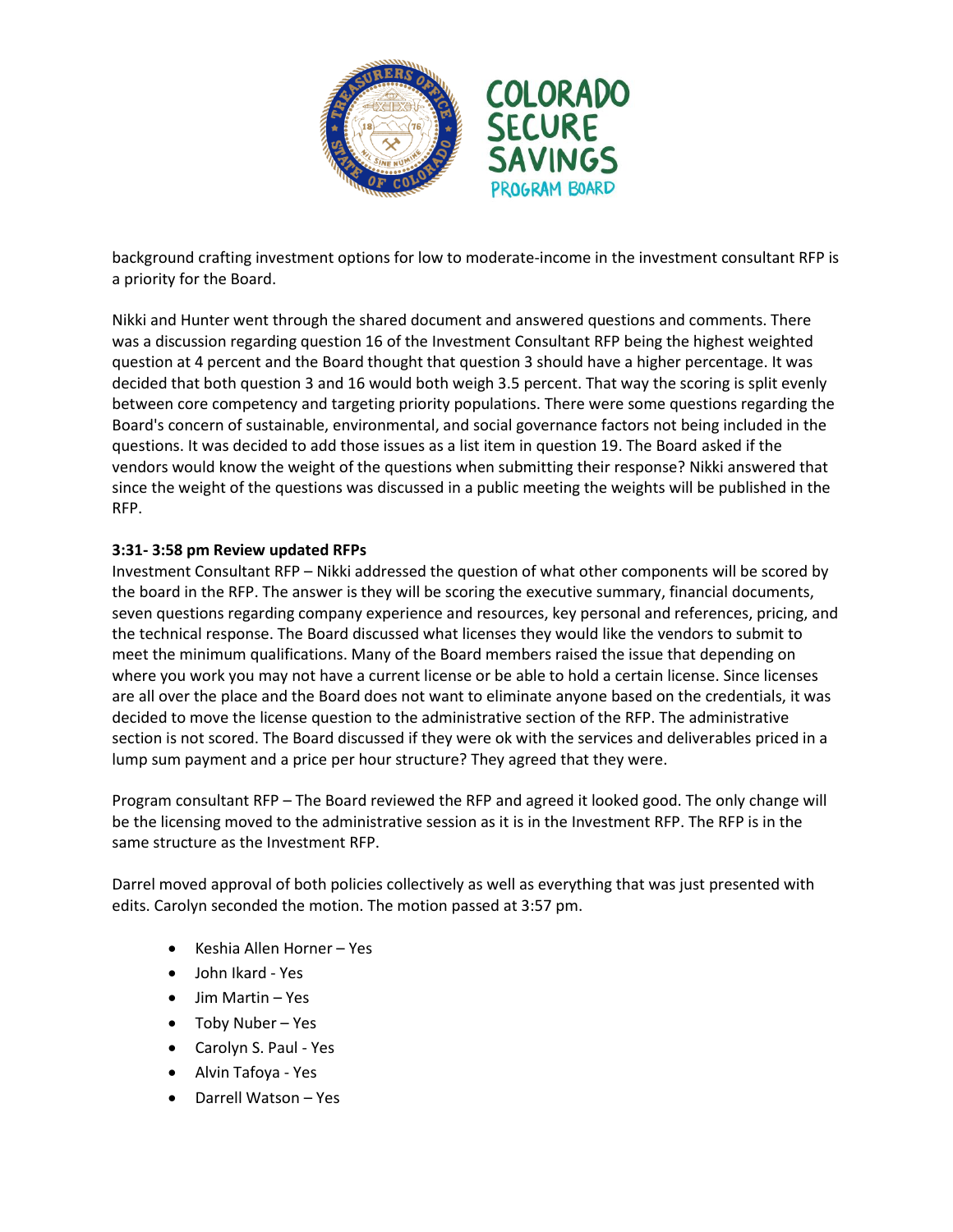background crafting investment options for low to moderate-income in the investment consultant RFP is a priority for the Board.

Nikki and Hunter went through the shared document and answered questions and comments. There was a discussion regarding question 16 of the Investment Consultant RFP being the highest weighted question at 4 percent and the Board thought that question 3 should have a higher percentage. It was decided that both question 3 and 16 would both weigh 3.5 percent. That way the scoring is split evenly between core competency and targeting priority populations. There were some questions regarding the Board's concern of sustainable, environmental, and social governance factors not being included in the questions. It was decided to add those issues as a list item in question 19. The Board asked if the vendors would know the weight of the questions when submitting their response? Nikki answered that since the weight of the questions was discussed in a public meeting the weights will be published in the RFP.

**3:31- 3:58 pm Review updated RFPs**

Investment Consultant RFP – Nikki addressed the question of what other components will be scored by the board in the RFP. The answer is they will be scoring the executive summary, financial documents, seven questions regarding company experience and resources, key personal and references, pricing, and the technical response. The Board discussed what licenses they would like the vendors to submit to meet the minimum qualifications. Many of the Board members raised the issue that depending on where you work you may not have a current license or be able to hold a certain license. Since licenses are all over the place and the Board does not want to eliminate anyone based on the credentials, it was decided to move the license question to the administrative section of the RFP. The administrative section is not scored. The Board discussed if they were ok with the services and deliverables priced in a lump sum payment and a price per hour structure? They agreed that they were.

Program consultant RFP – The Board reviewed the RFP and agreed it looked good. The only change will be the licensing moved to the administrative session as it is in the Investment RFP. The RFP is in the same structure as the Investment RFP.

Darrel moved approval of both policies collectively as well as everything that was just presented with edits. Carolyn seconded the motion. The motion passed at 3:57 pm.

- Keshia Allen Horner – Yes
- John Ikard - Yes
- Jim Martin – Yes
- Toby Nuber – Yes
- Carolyn S. Paul - Yes
- Alvin Tafoya - Yes
- Darrell Watson – Yes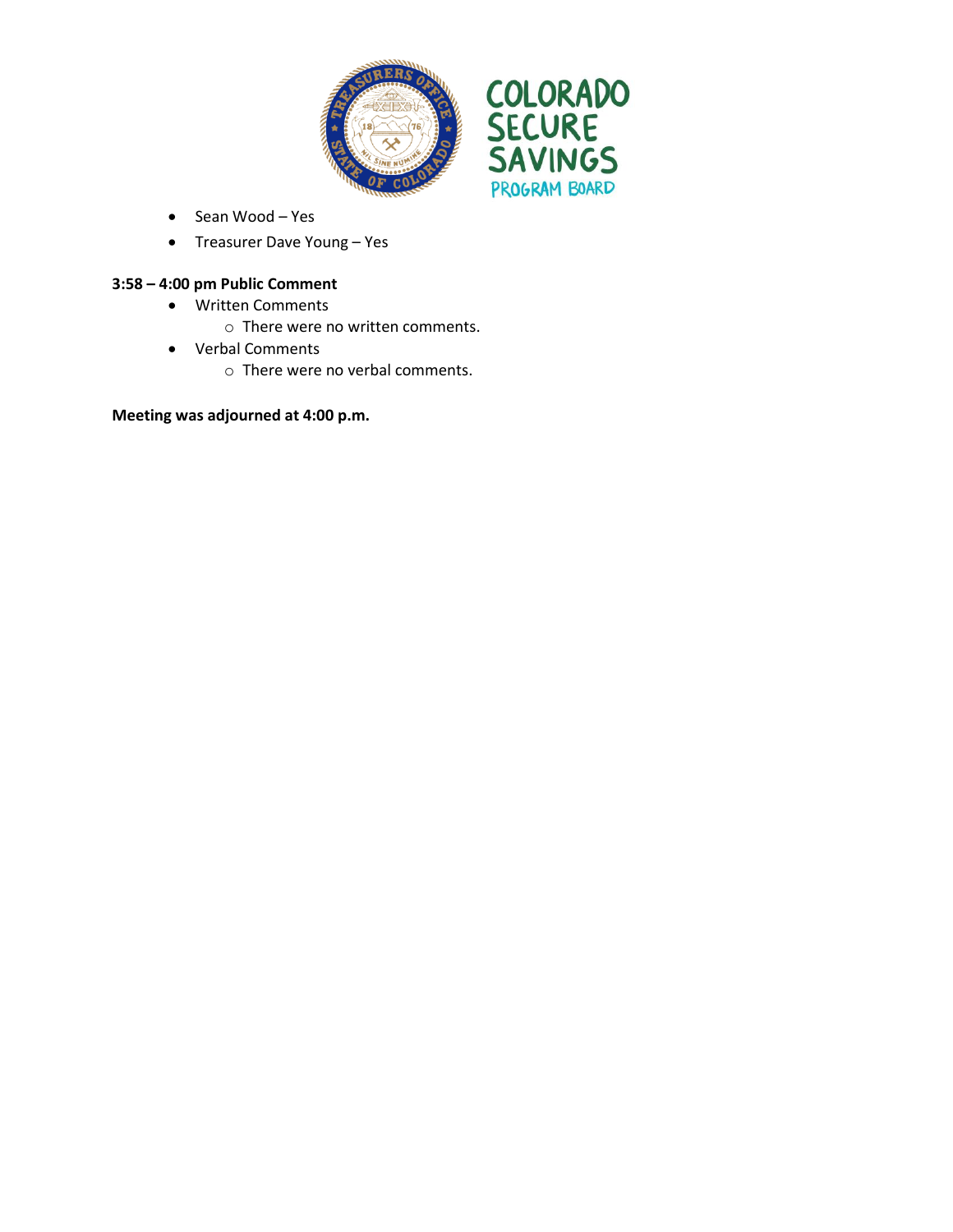- Sean Wood – Yes
- Treasurer Dave Young – Yes

**3:58 – 4:00 pm Public Comment**

- Written Comments
  - There were no written comments.
- Verbal Comments
  - There were no verbal comments.

**Meeting was adjourned at 4:00 p.m.**